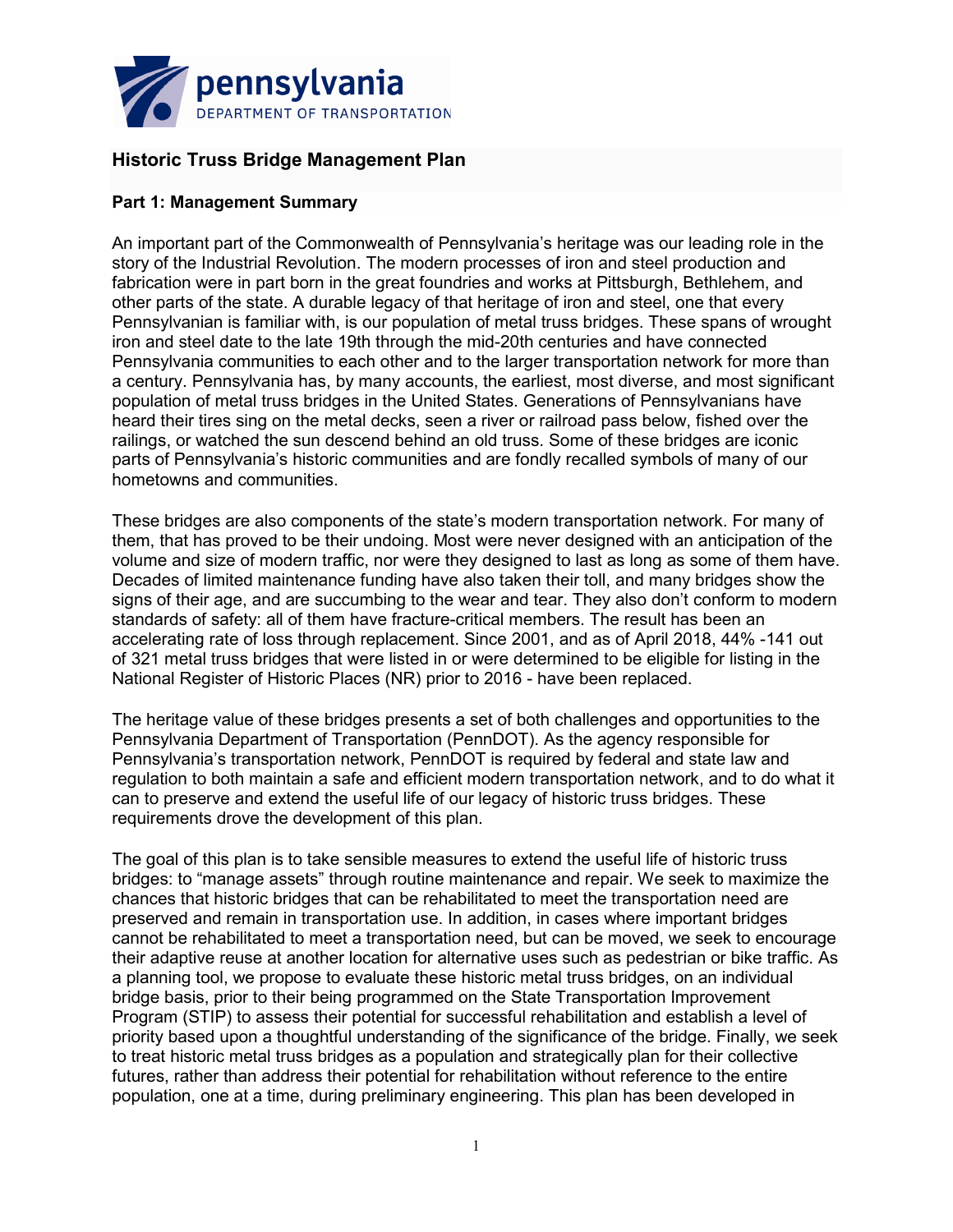pennsylvania
DEPARTMENT OF TRANSPORTATION

# Historic Truss Bridge Management Plan

## Part 1: Management Summary

An important part of the Commonwealth of Pennsylvania's heritage was our leading role in the story of the Industrial Revolution. The modern processes of iron and steel production and fabrication were in part born in the great foundries and works at Pittsburgh, Bethlehem, and other parts of the state. A durable legacy of that heritage of iron and steel, one that every Pennsylvanian is familiar with, is our population of metal truss bridges. These spans of wrought iron and steel date to the late 19th through the mid-20th centuries and have connected Pennsylvania communities to each other and to the larger transportation network for more than a century. Pennsylvania has, by many accounts, the earliest, most diverse, and most significant population of metal truss bridges in the United States. Generations of Pennsylvanians have heard their tires sing on the metal decks, seen a river or railroad pass below, fished over the railings, or watched the sun descend behind an old truss. Some of these bridges are iconic parts of Pennsylvania's historic communities and are fondly recalled symbols of many of our hometowns and communities.

These bridges are also components of the state's modern transportation network. For many of them, that has proved to be their undoing. Most were never designed with an anticipation of the volume and size of modern traffic, nor were they designed to last as long as some of them have. Decades of limited maintenance funding have also taken their toll, and many bridges show the signs of their age, and are succumbing to the wear and tear. They also don't conform to modern standards of safety: all of them have fracture-critical members. The result has been an accelerating rate of loss through replacement. Since 2001, and as of April 2018, 44% -141 out of 321 metal truss bridges that were listed in or were determined to be eligible for listing in the National Register of Historic Places (NR) prior to 2016 - have been replaced.

The heritage value of these bridges presents a set of both challenges and opportunities to the Pennsylvania Department of Transportation (PennDOT). As the agency responsible for Pennsylvania's transportation network, PennDOT is required by federal and state law and regulation to both maintain a safe and efficient modern transportation network, and to do what it can to preserve and extend the useful life of our legacy of historic truss bridges. These requirements drove the development of this plan.

The goal of this plan is to take sensible measures to extend the useful life of historic truss bridges: to "manage assets" through routine maintenance and repair. We seek to maximize the chances that historic bridges that can be rehabilitated to meet the transportation need are preserved and remain in transportation use. In addition, in cases where important bridges cannot be rehabilitated to meet a transportation need, but can be moved, we seek to encourage their adaptive reuse at another location for alternative uses such as pedestrian or bike traffic. As a planning tool, we propose to evaluate these historic metal truss bridges, on an individual bridge basis, prior to their being programmed on the State Transportation Improvement Program (STIP) to assess their potential for successful rehabilitation and establish a level of priority based upon a thoughtful understanding of the significance of the bridge. Finally, we seek to treat historic metal truss bridges as a population and strategically plan for their collective futures, rather than address their potential for rehabilitation without reference to the entire population, one at a time, during preliminary engineering. This plan has been developed in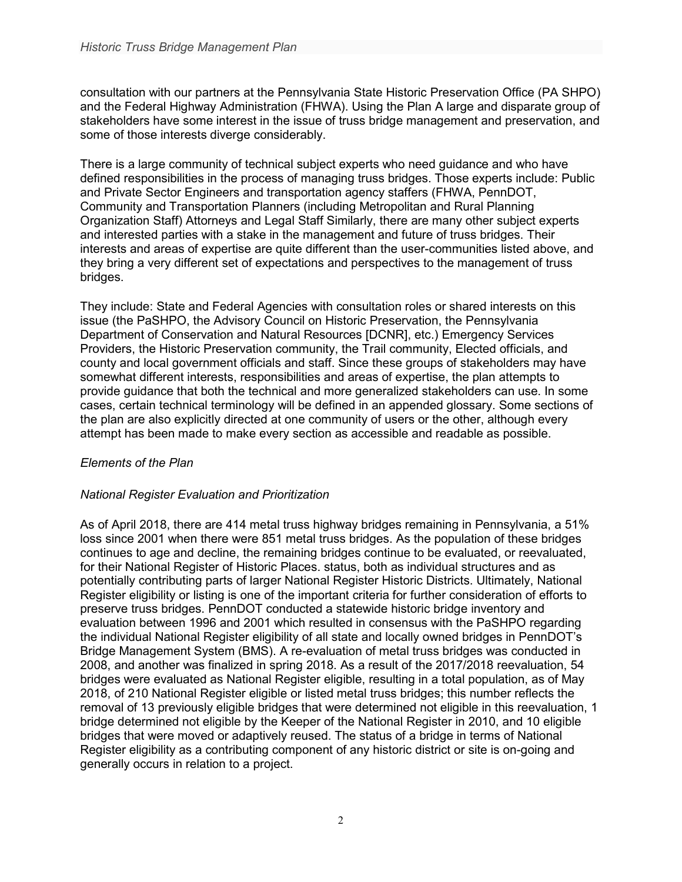consultation with our partners at the Pennsylvania State Historic Preservation Office (PA SHPO) and the Federal Highway Administration (FHWA). Using the Plan A large and disparate group of stakeholders have some interest in the issue of truss bridge management and preservation, and some of those interests diverge considerably.

There is a large community of technical subject experts who need guidance and who have defined responsibilities in the process of managing truss bridges. Those experts include: Public and Private Sector Engineers and transportation agency staffers (FHWA, PennDOT, Community and Transportation Planners (including Metropolitan and Rural Planning Organization Staff) Attorneys and Legal Staff Similarly, there are many other subject experts and interested parties with a stake in the management and future of truss bridges. Their interests and areas of expertise are quite different than the user-communities listed above, and they bring a very different set of expectations and perspectives to the management of truss bridges.

They include: State and Federal Agencies with consultation roles or shared interests on this issue (the PaSHPO, the Advisory Council on Historic Preservation, the Pennsylvania Department of Conservation and Natural Resources [DCNR], etc.) Emergency Services Providers, the Historic Preservation community, the Trail community, Elected officials, and county and local government officials and staff. Since these groups of stakeholders may have somewhat different interests, responsibilities and areas of expertise, the plan attempts to provide guidance that both the technical and more generalized stakeholders can use. In some cases, certain technical terminology will be defined in an appended glossary. Some sections of the plan are also explicitly directed at one community of users or the other, although every attempt has been made to make every section as accessible and readable as possible.

*Elements of the Plan*

*National Register Evaluation and Prioritization*

As of April 2018, there are 414 metal truss highway bridges remaining in Pennsylvania, a 51% loss since 2001 when there were 851 metal truss bridges. As the population of these bridges continues to age and decline, the remaining bridges continue to be evaluated, or reevaluated, for their National Register of Historic Places. status, both as individual structures and as potentially contributing parts of larger National Register Historic Districts. Ultimately, National Register eligibility or listing is one of the important criteria for further consideration of efforts to preserve truss bridges. PennDOT conducted a statewide historic bridge inventory and evaluation between 1996 and 2001 which resulted in consensus with the PaSHPO regarding the individual National Register eligibility of all state and locally owned bridges in PennDOT's Bridge Management System (BMS). A re-evaluation of metal truss bridges was conducted in 2008, and another was finalized in spring 2018. As a result of the 2017/2018 reevaluation, 54 bridges were evaluated as National Register eligible, resulting in a total population, as of May 2018, of 210 National Register eligible or listed metal truss bridges; this number reflects the removal of 13 previously eligible bridges that were determined not eligible in this reevaluation, 1 bridge determined not eligible by the Keeper of the National Register in 2010, and 10 eligible bridges that were moved or adaptively reused. The status of a bridge in terms of National Register eligibility as a contributing component of any historic district or site is on-going and generally occurs in relation to a project.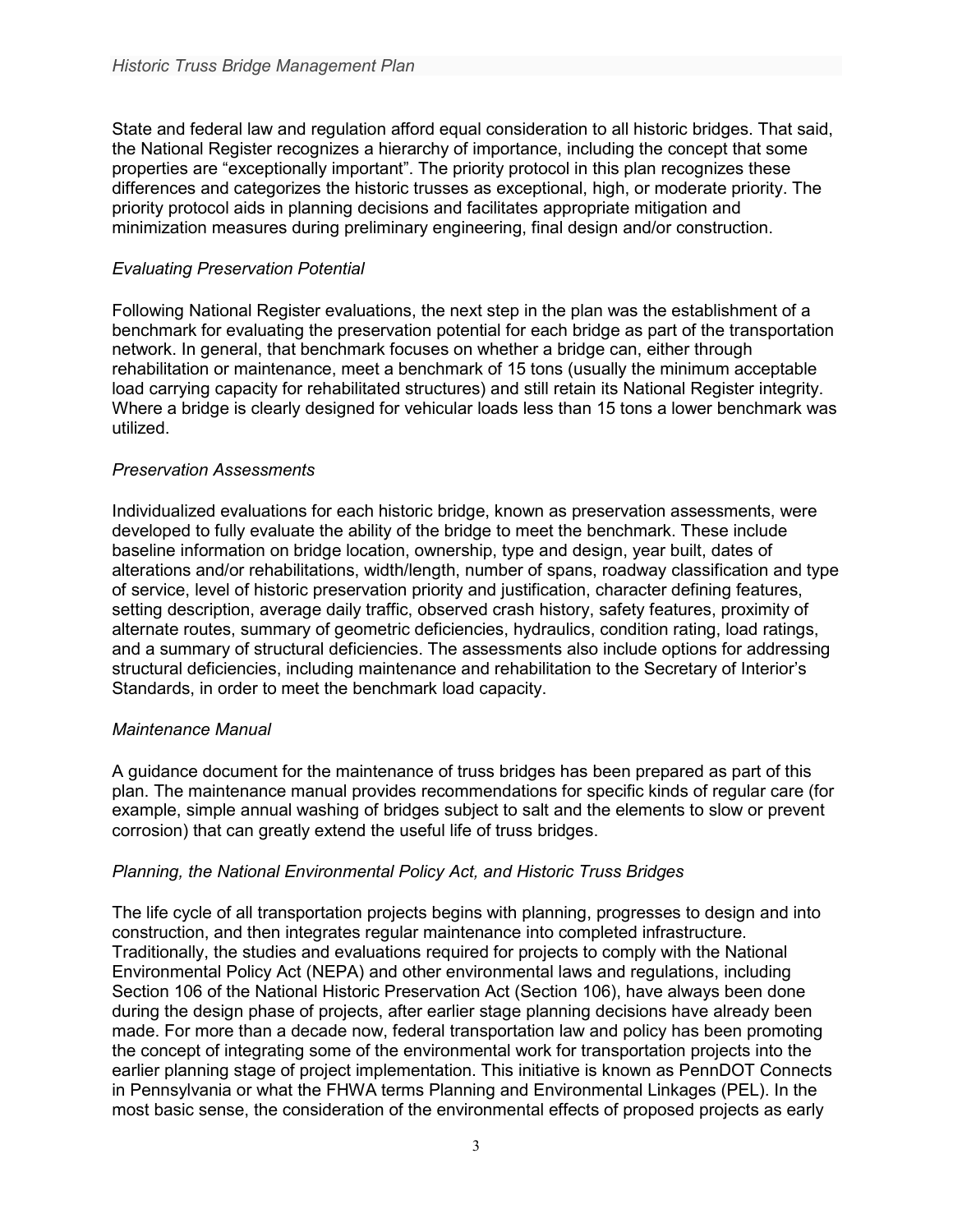State and federal law and regulation afford equal consideration to all historic bridges. That said, the National Register recognizes a hierarchy of importance, including the concept that some properties are "exceptionally important". The priority protocol in this plan recognizes these differences and categorizes the historic trusses as exceptional, high, or moderate priority. The priority protocol aids in planning decisions and facilitates appropriate mitigation and minimization measures during preliminary engineering, final design and/or construction.

*Evaluating Preservation Potential*

Following National Register evaluations, the next step in the plan was the establishment of a benchmark for evaluating the preservation potential for each bridge as part of the transportation network. In general, that benchmark focuses on whether a bridge can, either through rehabilitation or maintenance, meet a benchmark of 15 tons (usually the minimum acceptable load carrying capacity for rehabilitated structures) and still retain its National Register integrity. Where a bridge is clearly designed for vehicular loads less than 15 tons a lower benchmark was utilized.

*Preservation Assessments*

Individualized evaluations for each historic bridge, known as preservation assessments, were developed to fully evaluate the ability of the bridge to meet the benchmark. These include baseline information on bridge location, ownership, type and design, year built, dates of alterations and/or rehabilitations, width/length, number of spans, roadway classification and type of service, level of historic preservation priority and justification, character defining features, setting description, average daily traffic, observed crash history, safety features, proximity of alternate routes, summary of geometric deficiencies, hydraulics, condition rating, load ratings, and a summary of structural deficiencies. The assessments also include options for addressing structural deficiencies, including maintenance and rehabilitation to the Secretary of Interior's Standards, in order to meet the benchmark load capacity.

*Maintenance Manual*

A guidance document for the maintenance of truss bridges has been prepared as part of this plan. The maintenance manual provides recommendations for specific kinds of regular care (for example, simple annual washing of bridges subject to salt and the elements to slow or prevent corrosion) that can greatly extend the useful life of truss bridges.

*Planning, the National Environmental Policy Act, and Historic Truss Bridges*

The life cycle of all transportation projects begins with planning, progresses to design and into construction, and then integrates regular maintenance into completed infrastructure. Traditionally, the studies and evaluations required for projects to comply with the National Environmental Policy Act (NEPA) and other environmental laws and regulations, including Section 106 of the National Historic Preservation Act (Section 106), have always been done during the design phase of projects, after earlier stage planning decisions have already been made. For more than a decade now, federal transportation law and policy has been promoting the concept of integrating some of the environmental work for transportation projects into the earlier planning stage of project implementation. This initiative is known as PennDOT Connects in Pennsylvania or what the FHWA terms Planning and Environmental Linkages (PEL). In the most basic sense, the consideration of the environmental effects of proposed projects as early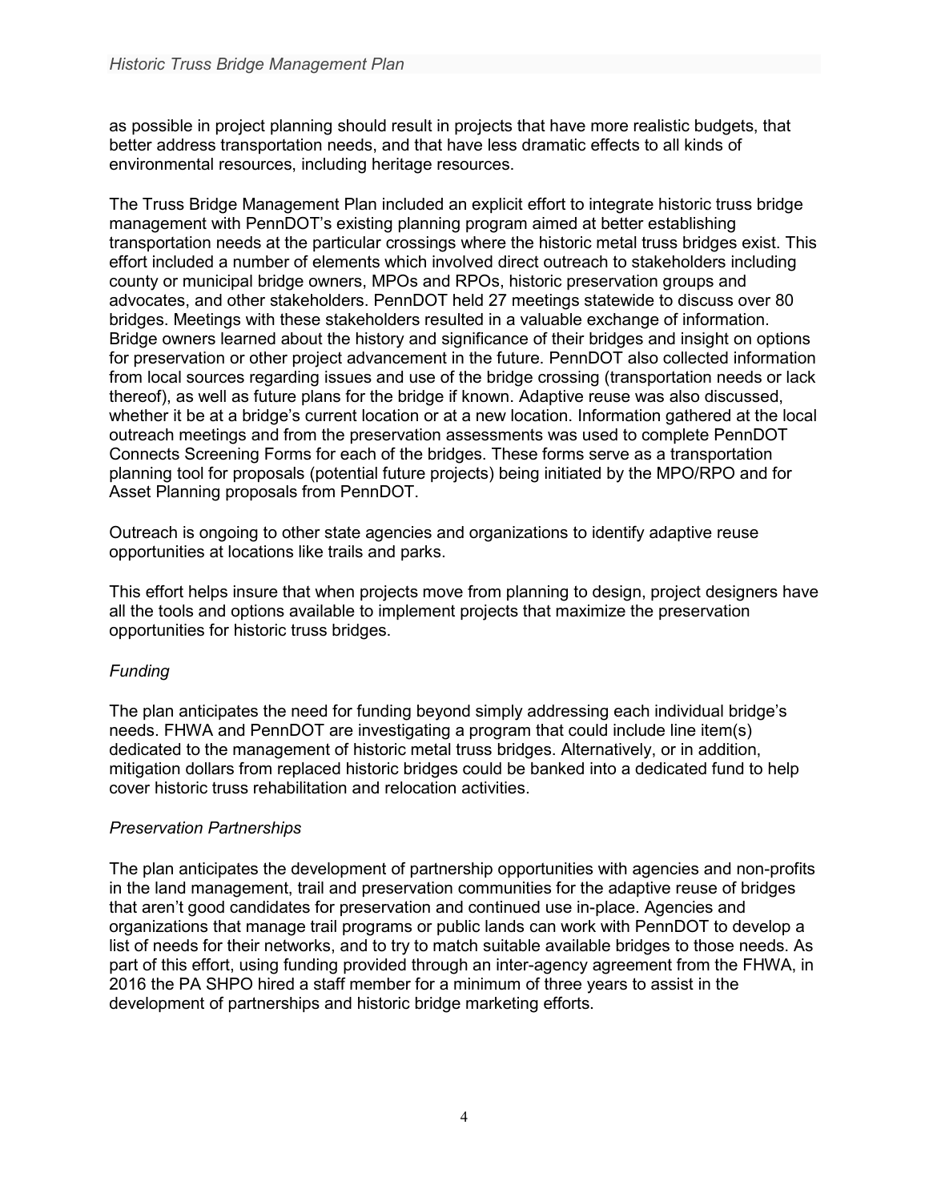as possible in project planning should result in projects that have more realistic budgets, that better address transportation needs, and that have less dramatic effects to all kinds of environmental resources, including heritage resources.

The Truss Bridge Management Plan included an explicit effort to integrate historic truss bridge management with PennDOT's existing planning program aimed at better establishing transportation needs at the particular crossings where the historic metal truss bridges exist. This effort included a number of elements which involved direct outreach to stakeholders including county or municipal bridge owners, MPOs and RPOs, historic preservation groups and advocates, and other stakeholders. PennDOT held 27 meetings statewide to discuss over 80 bridges. Meetings with these stakeholders resulted in a valuable exchange of information. Bridge owners learned about the history and significance of their bridges and insight on options for preservation or other project advancement in the future. PennDOT also collected information from local sources regarding issues and use of the bridge crossing (transportation needs or lack thereof), as well as future plans for the bridge if known. Adaptive reuse was also discussed, whether it be at a bridge's current location or at a new location. Information gathered at the local outreach meetings and from the preservation assessments was used to complete PennDOT Connects Screening Forms for each of the bridges. These forms serve as a transportation planning tool for proposals (potential future projects) being initiated by the MPO/RPO and for Asset Planning proposals from PennDOT.

Outreach is ongoing to other state agencies and organizations to identify adaptive reuse opportunities at locations like trails and parks.

This effort helps insure that when projects move from planning to design, project designers have all the tools and options available to implement projects that maximize the preservation opportunities for historic truss bridges.

*Funding*

The plan anticipates the need for funding beyond simply addressing each individual bridge's needs. FHWA and PennDOT are investigating a program that could include line item(s) dedicated to the management of historic metal truss bridges. Alternatively, or in addition, mitigation dollars from replaced historic bridges could be banked into a dedicated fund to help cover historic truss rehabilitation and relocation activities.

*Preservation Partnerships*

The plan anticipates the development of partnership opportunities with agencies and non-profits in the land management, trail and preservation communities for the adaptive reuse of bridges that aren't good candidates for preservation and continued use in-place. Agencies and organizations that manage trail programs or public lands can work with PennDOT to develop a list of needs for their networks, and to try to match suitable available bridges to those needs. As part of this effort, using funding provided through an inter-agency agreement from the FHWA, in 2016 the PA SHPO hired a staff member for a minimum of three years to assist in the development of partnerships and historic bridge marketing efforts.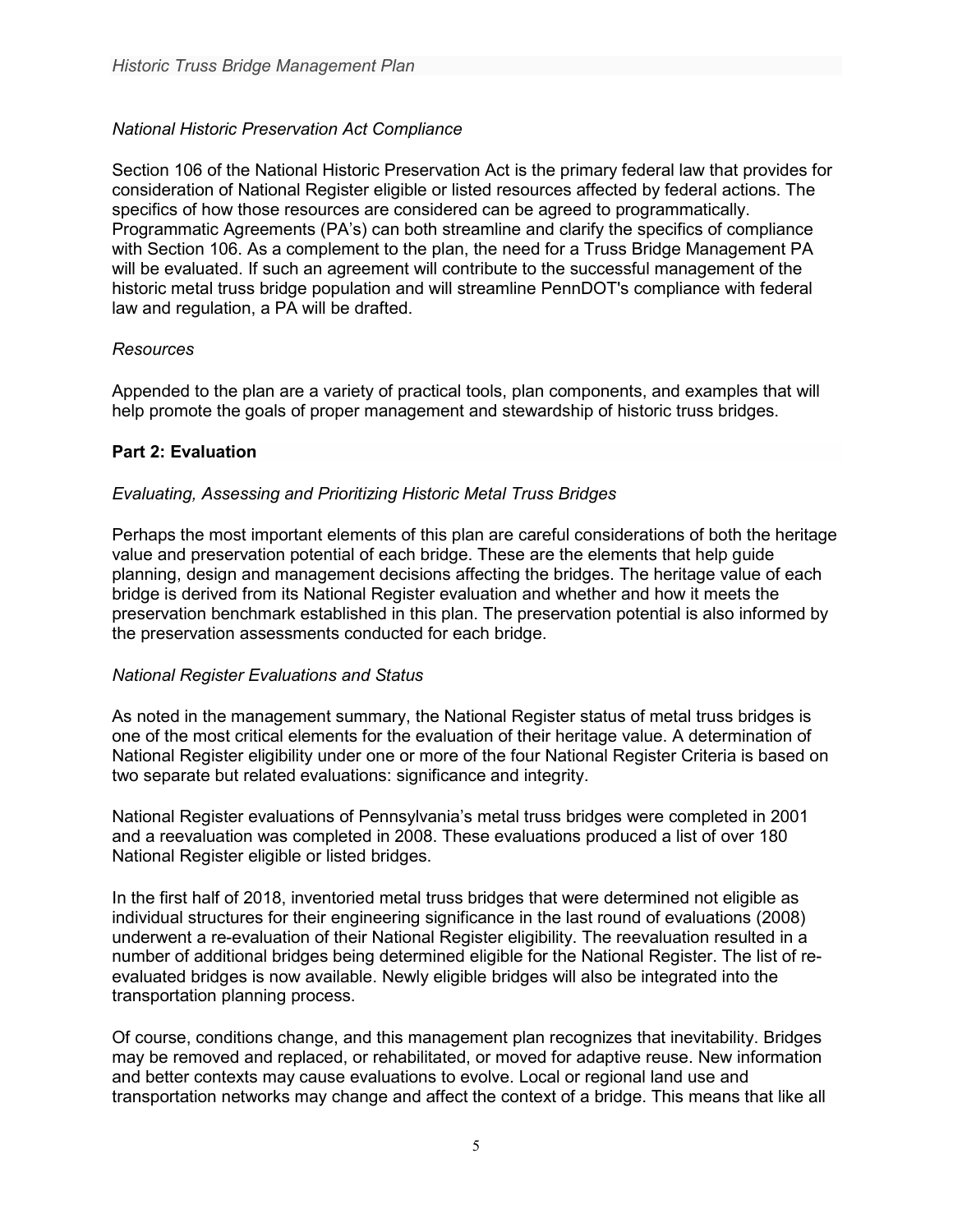*National Historic Preservation Act Compliance*

Section 106 of the National Historic Preservation Act is the primary federal law that provides for consideration of National Register eligible or listed resources affected by federal actions. The specifics of how those resources are considered can be agreed to programmatically. Programmatic Agreements (PA's) can both streamline and clarify the specifics of compliance with Section 106. As a complement to the plan, the need for a Truss Bridge Management PA will be evaluated. If such an agreement will contribute to the successful management of the historic metal truss bridge population and will streamline PennDOT's compliance with federal law and regulation, a PA will be drafted.

*Resources*

Appended to the plan are a variety of practical tools, plan components, and examples that will help promote the goals of proper management and stewardship of historic truss bridges.

## Part 2: Evaluation

*Evaluating, Assessing and Prioritizing Historic Metal Truss Bridges*

Perhaps the most important elements of this plan are careful considerations of both the heritage value and preservation potential of each bridge. These are the elements that help guide planning, design and management decisions affecting the bridges. The heritage value of each bridge is derived from its National Register evaluation and whether and how it meets the preservation benchmark established in this plan. The preservation potential is also informed by the preservation assessments conducted for each bridge.

*National Register Evaluations and Status*

As noted in the management summary, the National Register status of metal truss bridges is one of the most critical elements for the evaluation of their heritage value. A determination of National Register eligibility under one or more of the four National Register Criteria is based on two separate but related evaluations: significance and integrity.

National Register evaluations of Pennsylvania's metal truss bridges were completed in 2001 and a reevaluation was completed in 2008. These evaluations produced a list of over 180 National Register eligible or listed bridges.

In the first half of 2018, inventoried metal truss bridges that were determined not eligible as individual structures for their engineering significance in the last round of evaluations (2008) underwent a re-evaluation of their National Register eligibility. The reevaluation resulted in a number of additional bridges being determined eligible for the National Register. The list of re-evaluated bridges is now available. Newly eligible bridges will also be integrated into the transportation planning process.

Of course, conditions change, and this management plan recognizes that inevitability. Bridges may be removed and replaced, or rehabilitated, or moved for adaptive reuse. New information and better contexts may cause evaluations to evolve. Local or regional land use and transportation networks may change and affect the context of a bridge. This means that like all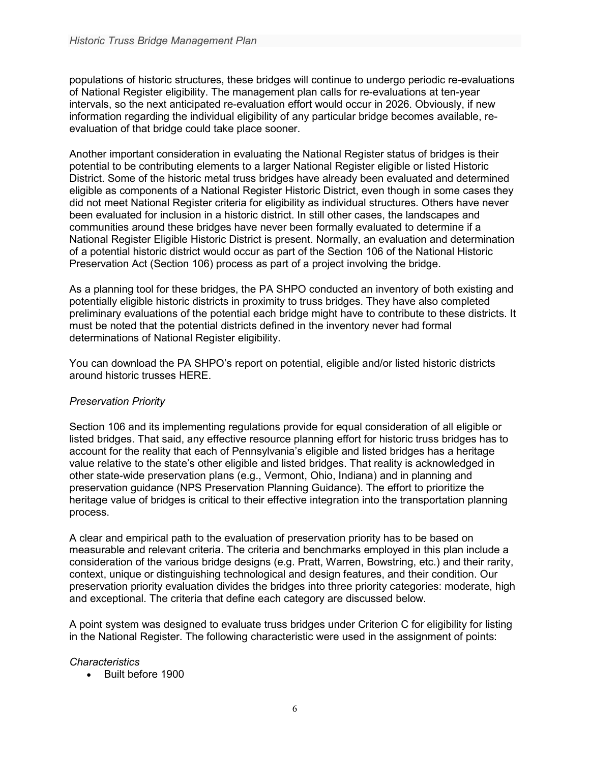populations of historic structures, these bridges will continue to undergo periodic re-evaluations of National Register eligibility. The management plan calls for re-evaluations at ten-year intervals, so the next anticipated re-evaluation effort would occur in 2026. Obviously, if new information regarding the individual eligibility of any particular bridge becomes available, re-evaluation of that bridge could take place sooner.

Another important consideration in evaluating the National Register status of bridges is their potential to be contributing elements to a larger National Register eligible or listed Historic District. Some of the historic metal truss bridges have already been evaluated and determined eligible as components of a National Register Historic District, even though in some cases they did not meet National Register criteria for eligibility as individual structures. Others have never been evaluated for inclusion in a historic district. In still other cases, the landscapes and communities around these bridges have never been formally evaluated to determine if a National Register Eligible Historic District is present. Normally, an evaluation and determination of a potential historic district would occur as part of the Section 106 of the National Historic Preservation Act (Section 106) process as part of a project involving the bridge.

As a planning tool for these bridges, the PA SHPO conducted an inventory of both existing and potentially eligible historic districts in proximity to truss bridges. They have also completed preliminary evaluations of the potential each bridge might have to contribute to these districts. It must be noted that the potential districts defined in the inventory never had formal determinations of National Register eligibility.

You can download the PA SHPO's report on potential, eligible and/or listed historic districts around historic trusses HERE.

*Preservation Priority*

Section 106 and its implementing regulations provide for equal consideration of all eligible or listed bridges. That said, any effective resource planning effort for historic truss bridges has to account for the reality that each of Pennsylvania's eligible and listed bridges has a heritage value relative to the state's other eligible and listed bridges. That reality is acknowledged in other state-wide preservation plans (e.g., Vermont, Ohio, Indiana) and in planning and preservation guidance (NPS Preservation Planning Guidance). The effort to prioritize the heritage value of bridges is critical to their effective integration into the transportation planning process.

A clear and empirical path to the evaluation of preservation priority has to be based on measurable and relevant criteria. The criteria and benchmarks employed in this plan include a consideration of the various bridge designs (e.g. Pratt, Warren, Bowstring, etc.) and their rarity, context, unique or distinguishing technological and design features, and their condition. Our preservation priority evaluation divides the bridges into three priority categories: moderate, high and exceptional. The criteria that define each category are discussed below.

A point system was designed to evaluate truss bridges under Criterion C for eligibility for listing in the National Register. The following characteristic were used in the assignment of points:

*Characteristics*

- Built before 1900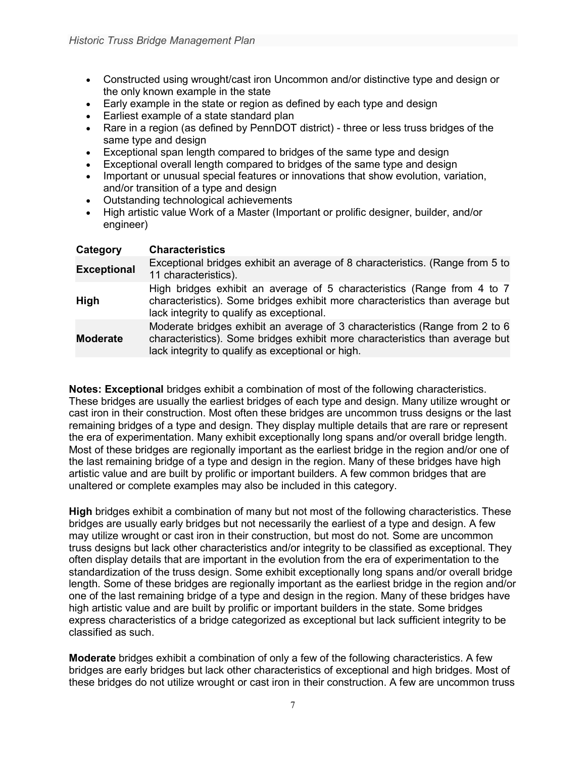- Constructed using wrought/cast iron Uncommon and/or distinctive type and design or the only known example in the state
- Early example in the state or region as defined by each type and design
- Earliest example of a state standard plan
- Rare in a region (as defined by PennDOT district) - three or less truss bridges of the same type and design
- Exceptional span length compared to bridges of the same type and design
- Exceptional overall length compared to bridges of the same type and design
- Important or unusual special features or innovations that show evolution, variation, and/or transition of a type and design
- Outstanding technological achievements
- High artistic value Work of a Master (Important or prolific designer, builder, and/or engineer)

| Category | Characteristics |
| --- | --- |
| **Exceptional** | Exceptional bridges exhibit an average of 8 characteristics. (Range from 5 to 11 characteristics). |
| **High** | High bridges exhibit an average of 5 characteristics (Range from 4 to 7 characteristics). Some bridges exhibit more characteristics than average but lack integrity to qualify as exceptional. |
| **Moderate** | Moderate bridges exhibit an average of 3 characteristics (Range from 2 to 6 characteristics). Some bridges exhibit more characteristics than average but lack integrity to qualify as exceptional or high. |

**Notes: Exceptional** bridges exhibit a combination of most of the following characteristics. These bridges are usually the earliest bridges of each type and design. Many utilize wrought or cast iron in their construction. Most often these bridges are uncommon truss designs or the last remaining bridges of a type and design. They display multiple details that are rare or represent the era of experimentation. Many exhibit exceptionally long spans and/or overall bridge length. Most of these bridges are regionally important as the earliest bridge in the region and/or one of the last remaining bridge of a type and design in the region. Many of these bridges have high artistic value and are built by prolific or important builders. A few common bridges that are unaltered or complete examples may also be included in this category.

**High** bridges exhibit a combination of many but not most of the following characteristics. These bridges are usually early bridges but not necessarily the earliest of a type and design. A few may utilize wrought or cast iron in their construction, but most do not. Some are uncommon truss designs but lack other characteristics and/or integrity to be classified as exceptional. They often display details that are important in the evolution from the era of experimentation to the standardization of the truss design. Some exhibit exceptionally long spans and/or overall bridge length. Some of these bridges are regionally important as the earliest bridge in the region and/or one of the last remaining bridge of a type and design in the region. Many of these bridges have high artistic value and are built by prolific or important builders in the state. Some bridges express characteristics of a bridge categorized as exceptional but lack sufficient integrity to be classified as such.

**Moderate** bridges exhibit a combination of only a few of the following characteristics. A few bridges are early bridges but lack other characteristics of exceptional and high bridges. Most of these bridges do not utilize wrought or cast iron in their construction. A few are uncommon truss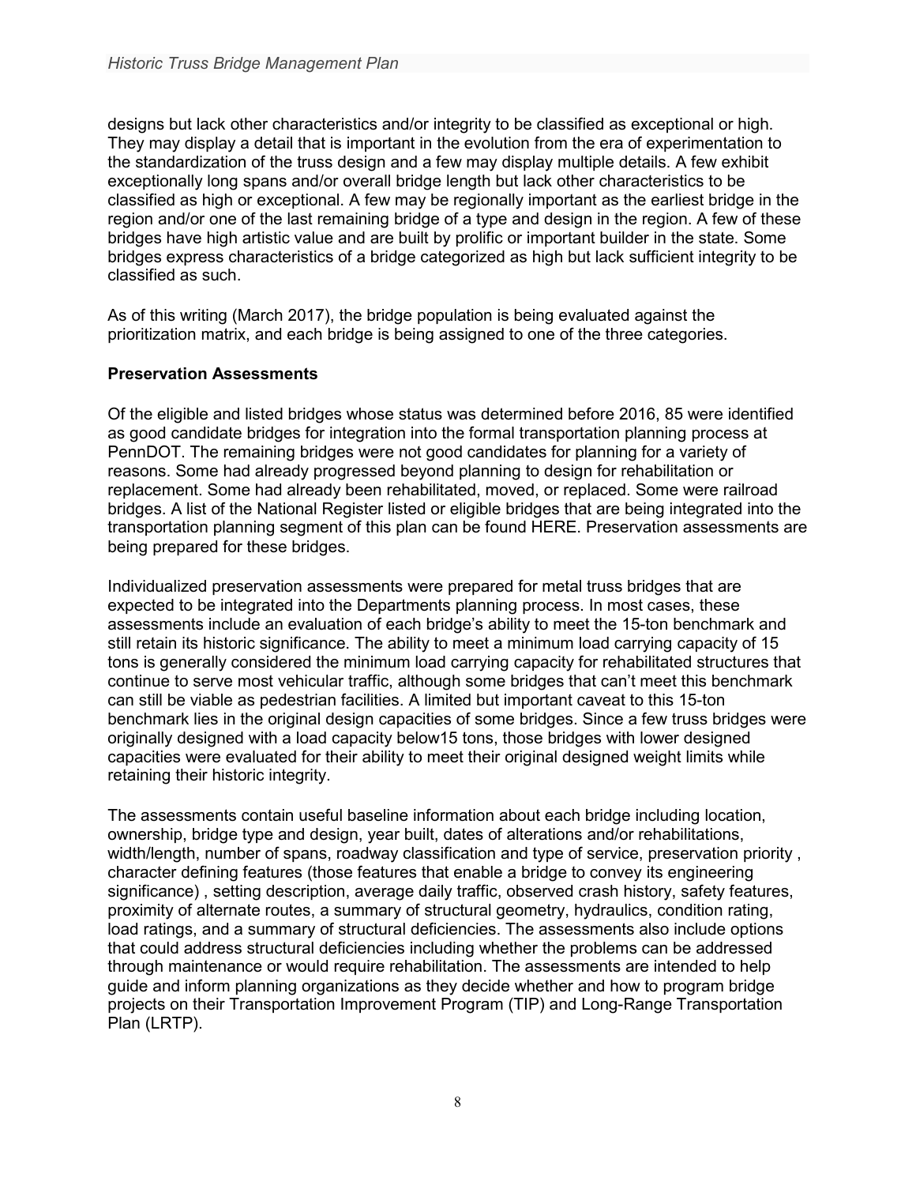designs but lack other characteristics and/or integrity to be classified as exceptional or high. They may display a detail that is important in the evolution from the era of experimentation to the standardization of the truss design and a few may display multiple details. A few exhibit exceptionally long spans and/or overall bridge length but lack other characteristics to be classified as high or exceptional. A few may be regionally important as the earliest bridge in the region and/or one of the last remaining bridge of a type and design in the region. A few of these bridges have high artistic value and are built by prolific or important builder in the state. Some bridges express characteristics of a bridge categorized as high but lack sufficient integrity to be classified as such.

As of this writing (March 2017), the bridge population is being evaluated against the prioritization matrix, and each bridge is being assigned to one of the three categories.

**Preservation Assessments**

Of the eligible and listed bridges whose status was determined before 2016, 85 were identified as good candidate bridges for integration into the formal transportation planning process at PennDOT. The remaining bridges were not good candidates for planning for a variety of reasons. Some had already progressed beyond planning to design for rehabilitation or replacement. Some had already been rehabilitated, moved, or replaced. Some were railroad bridges. A list of the National Register listed or eligible bridges that are being integrated into the transportation planning segment of this plan can be found HERE. Preservation assessments are being prepared for these bridges.

Individualized preservation assessments were prepared for metal truss bridges that are expected to be integrated into the Departments planning process. In most cases, these assessments include an evaluation of each bridge's ability to meet the 15-ton benchmark and still retain its historic significance. The ability to meet a minimum load carrying capacity of 15 tons is generally considered the minimum load carrying capacity for rehabilitated structures that continue to serve most vehicular traffic, although some bridges that can't meet this benchmark can still be viable as pedestrian facilities. A limited but important caveat to this 15-ton benchmark lies in the original design capacities of some bridges. Since a few truss bridges were originally designed with a load capacity below15 tons, those bridges with lower designed capacities were evaluated for their ability to meet their original designed weight limits while retaining their historic integrity.

The assessments contain useful baseline information about each bridge including location, ownership, bridge type and design, year built, dates of alterations and/or rehabilitations, width/length, number of spans, roadway classification and type of service, preservation priority , character defining features (those features that enable a bridge to convey its engineering significance) , setting description, average daily traffic, observed crash history, safety features, proximity of alternate routes, a summary of structural geometry, hydraulics, condition rating, load ratings, and a summary of structural deficiencies. The assessments also include options that could address structural deficiencies including whether the problems can be addressed through maintenance or would require rehabilitation. The assessments are intended to help guide and inform planning organizations as they decide whether and how to program bridge projects on their Transportation Improvement Program (TIP) and Long-Range Transportation Plan (LRTP).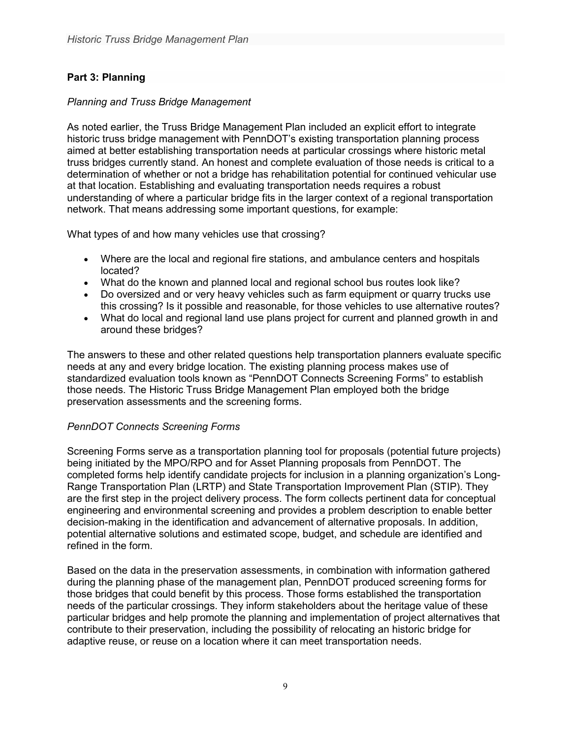**Part 3: Planning**

*Planning and Truss Bridge Management*

As noted earlier, the Truss Bridge Management Plan included an explicit effort to integrate historic truss bridge management with PennDOT's existing transportation planning process aimed at better establishing transportation needs at particular crossings where historic metal truss bridges currently stand. An honest and complete evaluation of those needs is critical to a determination of whether or not a bridge has rehabilitation potential for continued vehicular use at that location. Establishing and evaluating transportation needs requires a robust understanding of where a particular bridge fits in the larger context of a regional transportation network. That means addressing some important questions, for example:

What types of and how many vehicles use that crossing?

- Where are the local and regional fire stations, and ambulance centers and hospitals located?
- What do the known and planned local and regional school bus routes look like?
- Do oversized and or very heavy vehicles such as farm equipment or quarry trucks use this crossing? Is it possible and reasonable, for those vehicles to use alternative routes?
- What do local and regional land use plans project for current and planned growth in and around these bridges?

The answers to these and other related questions help transportation planners evaluate specific needs at any and every bridge location. The existing planning process makes use of standardized evaluation tools known as "PennDOT Connects Screening Forms" to establish those needs. The Historic Truss Bridge Management Plan employed both the bridge preservation assessments and the screening forms.

*PennDOT Connects Screening Forms*

Screening Forms serve as a transportation planning tool for proposals (potential future projects) being initiated by the MPO/RPO and for Asset Planning proposals from PennDOT. The completed forms help identify candidate projects for inclusion in a planning organization's Long-Range Transportation Plan (LRTP) and State Transportation Improvement Plan (STIP). They are the first step in the project delivery process. The form collects pertinent data for conceptual engineering and environmental screening and provides a problem description to enable better decision-making in the identification and advancement of alternative proposals. In addition, potential alternative solutions and estimated scope, budget, and schedule are identified and refined in the form.

Based on the data in the preservation assessments, in combination with information gathered during the planning phase of the management plan, PennDOT produced screening forms for those bridges that could benefit by this process. Those forms established the transportation needs of the particular crossings. They inform stakeholders about the heritage value of these particular bridges and help promote the planning and implementation of project alternatives that contribute to their preservation, including the possibility of relocating an historic bridge for adaptive reuse, or reuse on a location where it can meet transportation needs.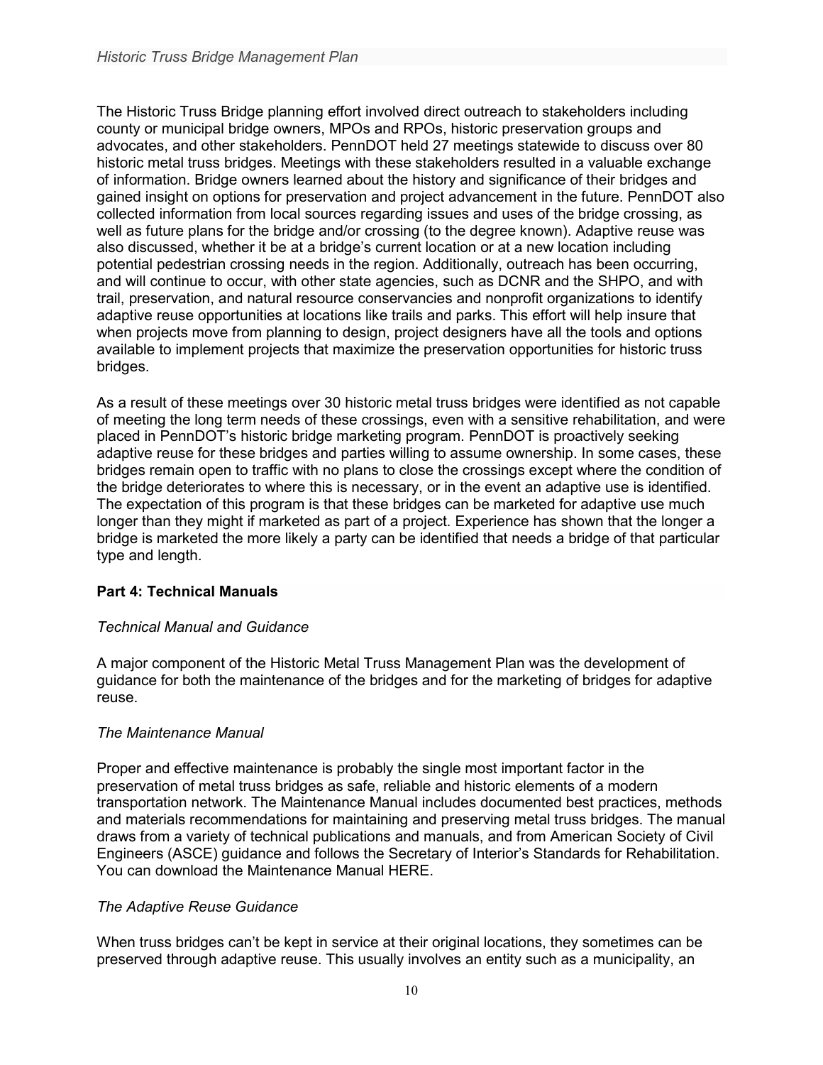The Historic Truss Bridge planning effort involved direct outreach to stakeholders including county or municipal bridge owners, MPOs and RPOs, historic preservation groups and advocates, and other stakeholders. PennDOT held 27 meetings statewide to discuss over 80 historic metal truss bridges. Meetings with these stakeholders resulted in a valuable exchange of information. Bridge owners learned about the history and significance of their bridges and gained insight on options for preservation and project advancement in the future. PennDOT also collected information from local sources regarding issues and uses of the bridge crossing, as well as future plans for the bridge and/or crossing (to the degree known). Adaptive reuse was also discussed, whether it be at a bridge's current location or at a new location including potential pedestrian crossing needs in the region. Additionally, outreach has been occurring, and will continue to occur, with other state agencies, such as DCNR and the SHPO, and with trail, preservation, and natural resource conservancies and nonprofit organizations to identify adaptive reuse opportunities at locations like trails and parks. This effort will help insure that when projects move from planning to design, project designers have all the tools and options available to implement projects that maximize the preservation opportunities for historic truss bridges.

As a result of these meetings over 30 historic metal truss bridges were identified as not capable of meeting the long term needs of these crossings, even with a sensitive rehabilitation, and were placed in PennDOT's historic bridge marketing program. PennDOT is proactively seeking adaptive reuse for these bridges and parties willing to assume ownership. In some cases, these bridges remain open to traffic with no plans to close the crossings except where the condition of the bridge deteriorates to where this is necessary, or in the event an adaptive use is identified. The expectation of this program is that these bridges can be marketed for adaptive use much longer than they might if marketed as part of a project. Experience has shown that the longer a bridge is marketed the more likely a party can be identified that needs a bridge of that particular type and length.

## Part 4: Technical Manuals

### *Technical Manual and Guidance*

A major component of the Historic Metal Truss Management Plan was the development of guidance for both the maintenance of the bridges and for the marketing of bridges for adaptive reuse.

### *The Maintenance Manual*

Proper and effective maintenance is probably the single most important factor in the preservation of metal truss bridges as safe, reliable and historic elements of a modern transportation network. The Maintenance Manual includes documented best practices, methods and materials recommendations for maintaining and preserving metal truss bridges. The manual draws from a variety of technical publications and manuals, and from American Society of Civil Engineers (ASCE) guidance and follows the Secretary of Interior's Standards for Rehabilitation. You can download the Maintenance Manual HERE.

### *The Adaptive Reuse Guidance*

When truss bridges can't be kept in service at their original locations, they sometimes can be preserved through adaptive reuse. This usually involves an entity such as a municipality, an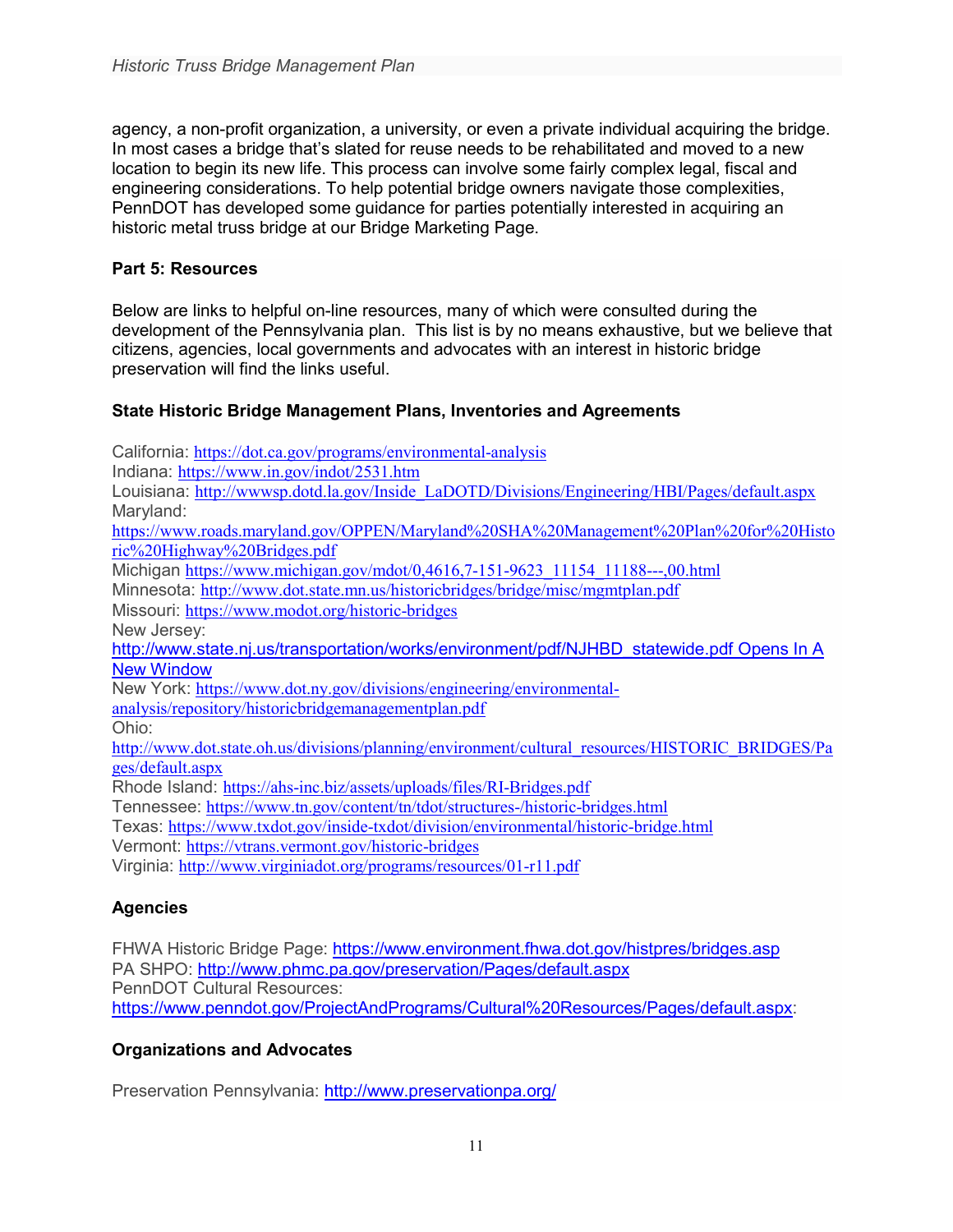agency, a non-profit organization, a university, or even a private individual acquiring the bridge. In most cases a bridge that's slated for reuse needs to be rehabilitated and moved to a new location to begin its new life. This process can involve some fairly complex legal, fiscal and engineering considerations. To help potential bridge owners navigate those complexities, PennDOT has developed some guidance for parties potentially interested in acquiring an historic metal truss bridge at our Bridge Marketing Page.

## Part 5: Resources

Below are links to helpful on-line resources, many of which were consulted during the development of the Pennsylvania plan. This list is by no means exhaustive, but we believe that citizens, agencies, local governments and advocates with an interest in historic bridge preservation will find the links useful.

### State Historic Bridge Management Plans, Inventories and Agreements

California: https://dot.ca.gov/programs/environmental-analysis
Indiana: https://www.in.gov/indot/2531.htm
Louisiana: http://wwwsp.dotd.la.gov/Inside_LaDOTD/Divisions/Engineering/HBI/Pages/default.aspx
Maryland: https://www.roads.maryland.gov/OPPEN/Maryland%20SHA%20Management%20Plan%20for%20Historic%20Highway%20Bridges.pdf
Michigan https://www.michigan.gov/mdot/0,4616,7-151-9623_11154_11188---,00.html
Minnesota: http://www.dot.state.mn.us/historicbridges/bridge/misc/mgmtplan.pdf
Missouri: https://www.modot.org/historic-bridges
New Jersey: http://www.state.nj.us/transportation/works/environment/pdf/NJHBD_statewide.pdf Opens In A New Window
New York: https://www.dot.ny.gov/divisions/engineering/environmental-analysis/repository/historicbridgemanagementplan.pdf
Ohio: http://www.dot.state.oh.us/divisions/planning/environment/cultural_resources/HISTORIC_BRIDGES/Pages/default.aspx
Rhode Island: https://ahs-inc.biz/assets/uploads/files/RI-Bridges.pdf
Tennessee: https://www.tn.gov/content/tn/tdot/structures-/historic-bridges.html
Texas: https://www.txdot.gov/inside-txdot/division/environmental/historic-bridge.html
Vermont: https://vtrans.vermont.gov/historic-bridges
Virginia: http://www.virginiadot.org/programs/resources/01-r11.pdf

### Agencies

FHWA Historic Bridge Page: https://www.environment.fhwa.dot.gov/histpres/bridges.asp
PA SHPO: http://www.phmc.pa.gov/preservation/Pages/default.aspx
PennDOT Cultural Resources: https://www.penndot.gov/ProjectAndPrograms/Cultural%20Resources/Pages/default.aspx:

### Organizations and Advocates

Preservation Pennsylvania: http://www.preservationpa.org/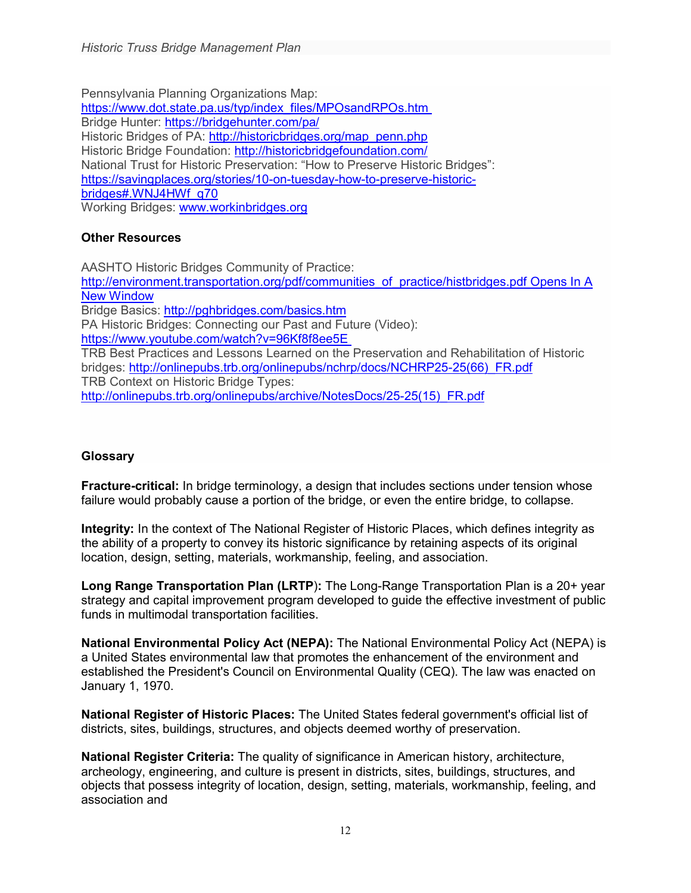Pennsylvania Planning Organizations Map:
https://www.dot.state.pa.us/typ/index_files/MPOsandRPOs.htm
Bridge Hunter: https://bridgehunter.com/pa/
Historic Bridges of PA: http://historicbridges.org/map_penn.php
Historic Bridge Foundation: http://historicbridgefoundation.com/
National Trust for Historic Preservation: "How to Preserve Historic Bridges":
https://savingplaces.org/stories/10-on-tuesday-how-to-preserve-historic-bridges#.WNJ4HWf_q70
Working Bridges: www.workinbridges.org

### Other Resources

AASHTO Historic Bridges Community of Practice:
http://environment.transportation.org/pdf/communities_of_practice/histbridges.pdf Opens In A New Window
Bridge Basics: http://pghbridges.com/basics.htm
PA Historic Bridges: Connecting our Past and Future (Video):
https://www.youtube.com/watch?v=96Kf8f8ee5E
TRB Best Practices and Lessons Learned on the Preservation and Rehabilitation of Historic bridges: http://onlinepubs.trb.org/onlinepubs/nchrp/docs/NCHRP25-25(66)_FR.pdf
TRB Context on Historic Bridge Types:
http://onlinepubs.trb.org/onlinepubs/archive/NotesDocs/25-25(15)_FR.pdf

### Glossary

**Fracture-critical:** In bridge terminology, a design that includes sections under tension whose failure would probably cause a portion of the bridge, or even the entire bridge, to collapse.

**Integrity:** In the context of The National Register of Historic Places, which defines integrity as the ability of a property to convey its historic significance by retaining aspects of its original location, design, setting, materials, workmanship, feeling, and association.

**Long Range Transportation Plan (LRTP):** The Long-Range Transportation Plan is a 20+ year strategy and capital improvement program developed to guide the effective investment of public funds in multimodal transportation facilities.

**National Environmental Policy Act (NEPA):** The National Environmental Policy Act (NEPA) is a United States environmental law that promotes the enhancement of the environment and established the President's Council on Environmental Quality (CEQ). The law was enacted on January 1, 1970.

**National Register of Historic Places:** The United States federal government's official list of districts, sites, buildings, structures, and objects deemed worthy of preservation.

**National Register Criteria:** The quality of significance in American history, architecture, archeology, engineering, and culture is present in districts, sites, buildings, structures, and objects that possess integrity of location, design, setting, materials, workmanship, feeling, and association and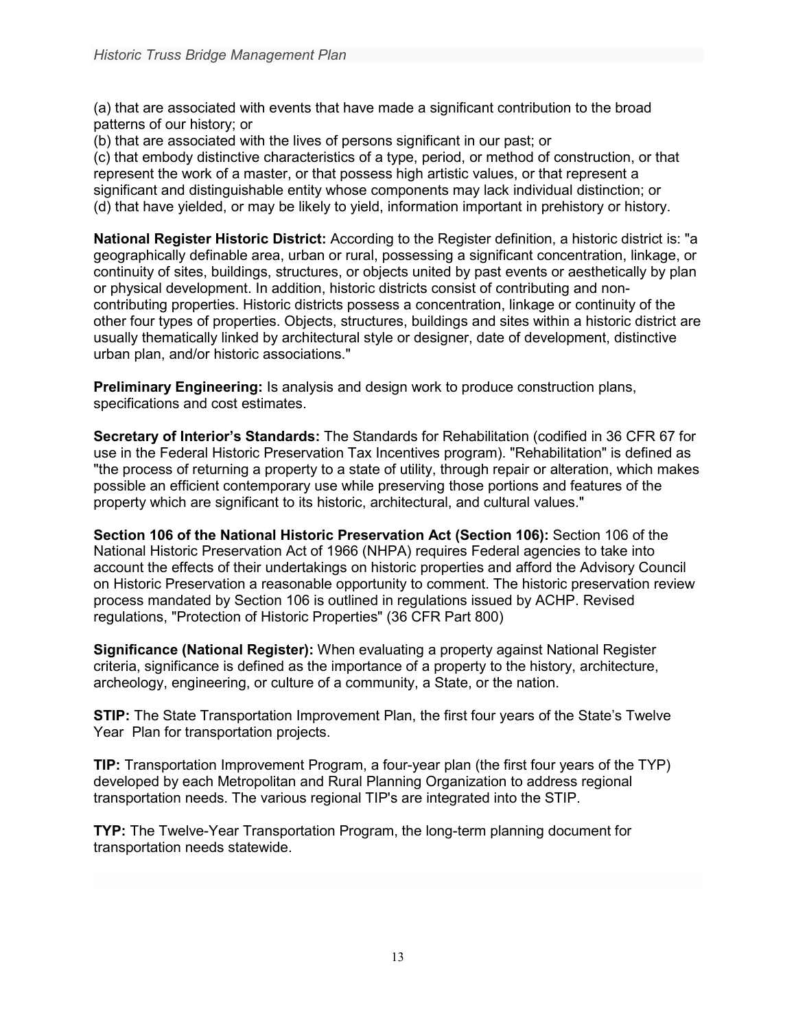(a) that are associated with events that have made a significant contribution to the broad patterns of our history; or
(b) that are associated with the lives of persons significant in our past; or
(c) that embody distinctive characteristics of a type, period, or method of construction, or that represent the work of a master, or that possess high artistic values, or that represent a significant and distinguishable entity whose components may lack individual distinction; or
(d) that have yielded, or may be likely to yield, information important in prehistory or history.

**National Register Historic District:** According to the Register definition, a historic district is: "a geographically definable area, urban or rural, possessing a significant concentration, linkage, or continuity of sites, buildings, structures, or objects united by past events or aesthetically by plan or physical development. In addition, historic districts consist of contributing and non-contributing properties. Historic districts possess a concentration, linkage or continuity of the other four types of properties. Objects, structures, buildings and sites within a historic district are usually thematically linked by architectural style or designer, date of development, distinctive urban plan, and/or historic associations."

**Preliminary Engineering:** Is analysis and design work to produce construction plans, specifications and cost estimates.

**Secretary of Interior's Standards:** The Standards for Rehabilitation (codified in 36 CFR 67 for use in the Federal Historic Preservation Tax Incentives program). "Rehabilitation" is defined as "the process of returning a property to a state of utility, through repair or alteration, which makes possible an efficient contemporary use while preserving those portions and features of the property which are significant to its historic, architectural, and cultural values."

**Section 106 of the National Historic Preservation Act (Section 106):** Section 106 of the National Historic Preservation Act of 1966 (NHPA) requires Federal agencies to take into account the effects of their undertakings on historic properties and afford the Advisory Council on Historic Preservation a reasonable opportunity to comment. The historic preservation review process mandated by Section 106 is outlined in regulations issued by ACHP. Revised regulations, "Protection of Historic Properties" (36 CFR Part 800)

**Significance (National Register):** When evaluating a property against National Register criteria, significance is defined as the importance of a property to the history, architecture, archeology, engineering, or culture of a community, a State, or the nation.

**STIP:** The State Transportation Improvement Plan, the first four years of the State's Twelve Year Plan for transportation projects.

**TIP:** Transportation Improvement Program, a four-year plan (the first four years of the TYP) developed by each Metropolitan and Rural Planning Organization to address regional transportation needs. The various regional TIP's are integrated into the STIP.

**TYP:** The Twelve-Year Transportation Program, the long-term planning document for transportation needs statewide.